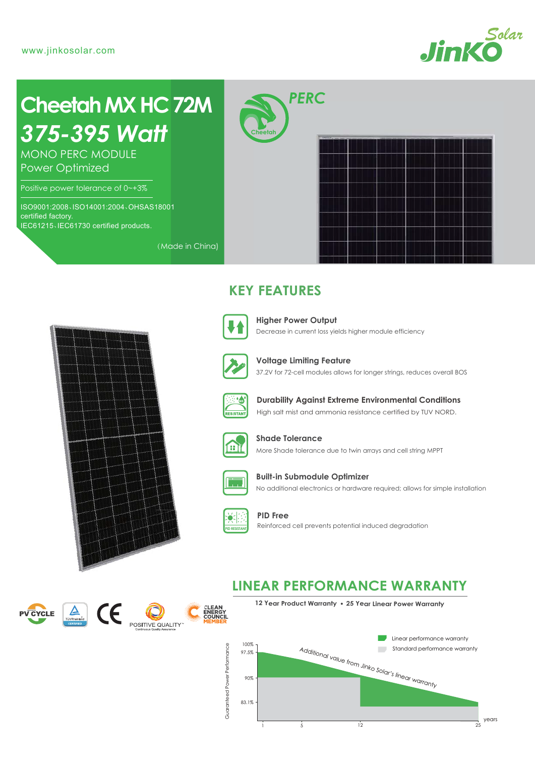www.jinkosolar.com

# Cheetah MX HC 72M

## *375-395 Watt*

MONO PERC MODULE
Power Optimized

Positive power tolerance of 0~+3%

ISO9001:2008、ISO14001:2004、OHSAS18001 certified factory.
IEC61215、IEC61730 certified products.

(Made in China)

PERC

## KEY FEATURES

**Higher Power Output**
Decrease in current loss yields higher module efficiency

**Voltage Limiting Feature**
37.2V for 72-cell modules allows for longer strings, reduces overall BOS

**Durability Against Extreme Environmental Conditions**
High salt mist and ammonia resistance certified by TUV NORD.

**Shade Tolerance**
More Shade tolerance due to twin arrays and cell string MPPT

**Built-in Submodule Optimizer**
No additional electronics or hardware required; allows for simple installation

**PID Free**
Reinforced cell prevents potential induced degradation

## LINEAR PERFORMANCE WARRANTY

**12 Year Product Warranty • 25 Year Linear Power Warranty**

- Linear performance warranty
- Standard performance warranty

Additional value from Jinko Solar's linear warranty

Guaranteed Power Performance: 100%, 97.5%, 90%, 83.1%

years: 1, 5, 12, 25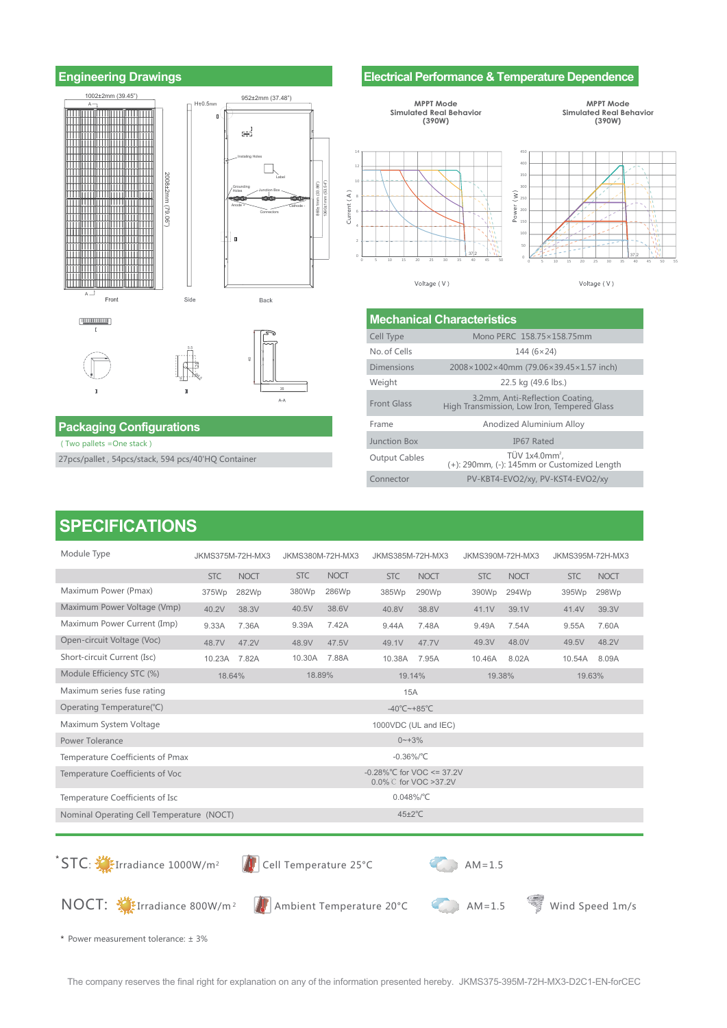## Engineering Drawings

1002±2mm (39.45")

952±2mm (37.48")

H±0.5mm

2008±2mm (79.06")

Installing Holes

Label

Grounding Holes

Junction Box

Anode +

Cathode -

Connectors

Front

Side

Back

A-A

## Electrical Performance & Temperature Dependence

MPPT Mode
Simulated Real Behavior
(390W)

Current ( A )

Voltage ( V )

MPPT Mode
Simulated Real Behavior
(390W)

Power ( W )

Voltage ( V )

## Mechanical Characteristics

| | |
|---|---|
| Cell Type | Mono PERC 158.75×158.75mm |
| No. of Cells | 144 (6×24) |
| Dimensions | 2008×1002×40mm (79.06×39.45×1.57 inch) |
| Weight | 22.5 kg (49.6 lbs.) |
| Front Glass | 3.2mm, Anti-Reflection Coating, High Transmission, Low Iron, Tempered Glass |
| Frame | Anodized Aluminium Alloy |
| Junction Box | IP67 Rated |
| Output Cables | TÜV 1x4.0mm², (+): 290mm, (-): 145mm or Customized Length |
| Connector | PV-KBT4-EVO2/xy, PV-KST4-EVO2/xy |

## Packaging Configurations

( Two pallets =One stack )

27pcs/pallet , 54pcs/stack, 594 pcs/40'HQ Container

# SPECIFICATIONS

| Module Type | JKMS375M-72H-MX3 | | JKMS380M-72H-MX3 | | JKMS385M-72H-MX3 | | JKMS390M-72H-MX3 | | JKMS395M-72H-MX3 | |
|---|---|---|---|---|---|---|---|---|---|---|
| | STC | NOCT | STC | NOCT | STC | NOCT | STC | NOCT | STC | NOCT |
| Maximum Power (Pmax) | 375Wp | 282Wp | 380Wp | 286Wp | 385Wp | 290Wp | 390Wp | 294Wp | 395Wp | 298Wp |
| Maximum Power Voltage (Vmp) | 40.2V | 38.3V | 40.5V | 38.6V | 40.8V | 38.8V | 41.1V | 39.1V | 41.4V | 39.3V |
| Maximum Power Current (Imp) | 9.33A | 7.36A | 9.39A | 7.42A | 9.44A | 7.48A | 9.49A | 7.54A | 9.55A | 7.60A |
| Open-circuit Voltage (Voc) | 48.7V | 47.2V | 48.9V | 47.5V | 49.1V | 47.7V | 49.3V | 48.0V | 49.5V | 48.2V |
| Short-circuit Current (Isc) | 10.23A | 7.82A | 10.30A | 7.88A | 10.38A | 7.95A | 10.46A | 8.02A | 10.54A | 8.09A |
| Module Efficiency STC (%) | 18.64% | | 18.89% | | 19.14% | | 19.38% | | 19.63% | |
| Maximum series fuse rating | 15A | | | | | | | | | |
| Operating Temperature(℃) | -40℃~+85℃ | | | | | | | | | |
| Maximum System Voltage | 1000VDC (UL and IEC) | | | | | | | | | |
| Power Tolerance | 0~+3% | | | | | | | | | |
| Temperature Coefficients of Pmax | -0.36%/℃ | | | | | | | | | |
| Temperature Coefficients of Voc | -0.28%℃ for VOC <= 37.2V; 0.0% ℃ for VOC >37.2V | | | | | | | | | |
| Temperature Coefficients of Isc | 0.048%/℃ | | | | | | | | | |
| Nominal Operating Cell Temperature (NOCT) | 45±2℃ | | | | | | | | | |

*STC: Irradiance 1000W/m² Cell Temperature 25°C AM=1.5

NOCT: Irradiance 800W/m² Ambient Temperature 20°C AM=1.5 Wind Speed 1m/s

* Power measurement tolerance: ± 3%

The company reserves the final right for explanation on any of the information presented hereby. JKMS375-395M-72H-MX3-D2C1-EN-forCEC